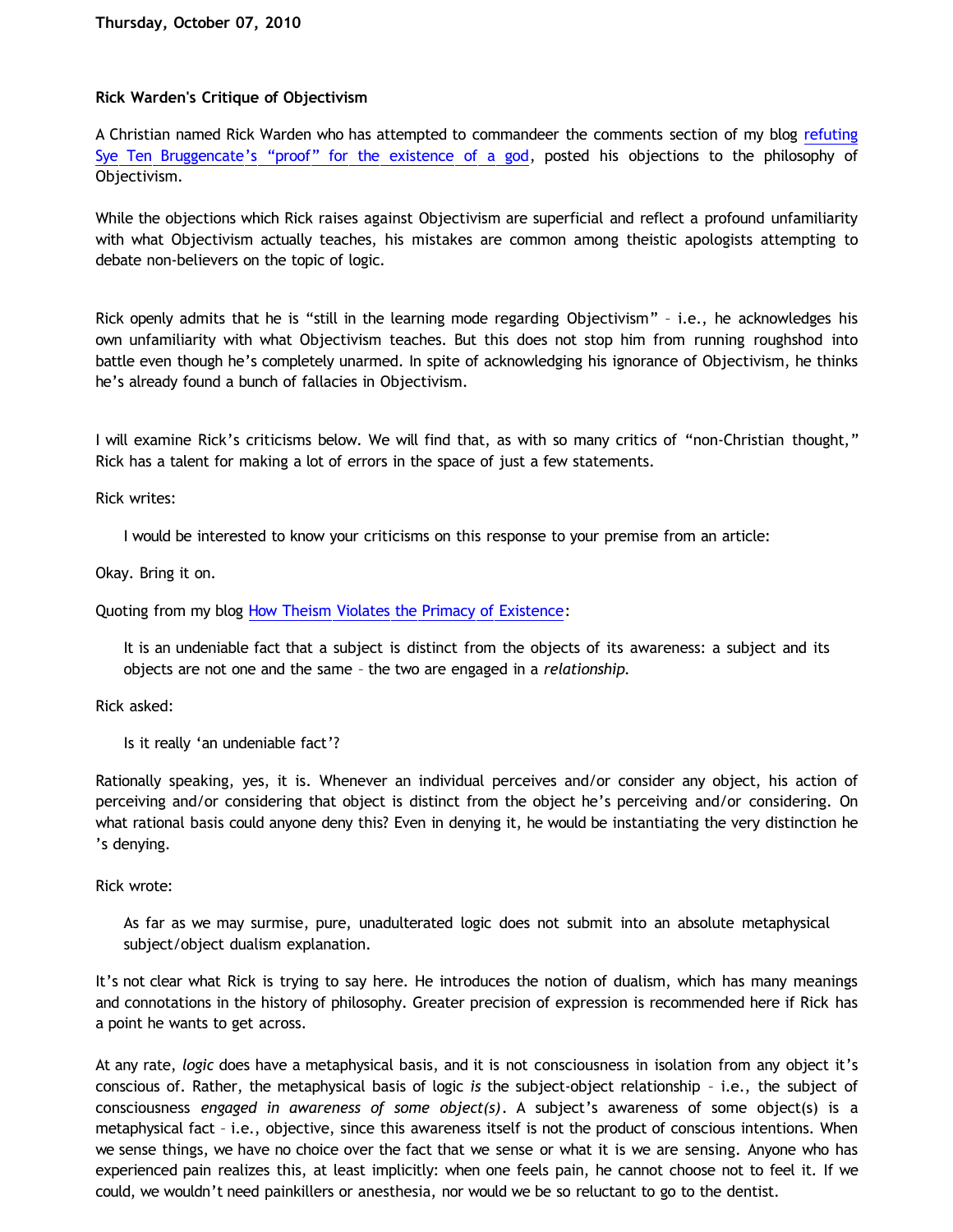Thursday, October 07, 2010

**Rick Warden's Critique of Objectivism**

A Christian named Rick Warden who has attempted to commandeer the comments section of my blog refuting Sye Ten Bruggencate's "proof" for the existence of a god, posted his objections to the philosophy of Objectivism.

While the objections which Rick raises against Objectivism are superficial and reflect a profound unfamiliarity with what Objectivism actually teaches, his mistakes are common among theistic apologists attempting to debate non-believers on the topic of logic.

Rick openly admits that he is "still in the learning mode regarding Objectivism" – i.e., he acknowledges his own unfamiliarity with what Objectivism teaches. But this does not stop him from running roughshod into battle even though he's completely unarmed. In spite of acknowledging his ignorance of Objectivism, he thinks he's already found a bunch of fallacies in Objectivism.

I will examine Rick's criticisms below. We will find that, as with so many critics of "non-Christian thought," Rick has a talent for making a lot of errors in the space of just a few statements.

Rick writes:

> I would be interested to know your criticisms on this response to your premise from an article:

Okay. Bring it on.

Quoting from my blog How Theism Violates the Primacy of Existence:

> It is an undeniable fact that a subject is distinct from the objects of its awareness: a subject and its objects are not one and the same – the two are engaged in a *relationship*.

Rick asked:

> Is it really 'an undeniable fact'?

Rationally speaking, yes, it is. Whenever an individual perceives and/or consider any object, his action of perceiving and/or considering that object is distinct from the object he's perceiving and/or considering. On what rational basis could anyone deny this? Even in denying it, he would be instantiating the very distinction he's denying.

Rick wrote:

> As far as we may surmise, pure, unadulterated logic does not submit into an absolute metaphysical subject/object dualism explanation.

It's not clear what Rick is trying to say here. He introduces the notion of dualism, which has many meanings and connotations in the history of philosophy. Greater precision of expression is recommended here if Rick has a point he wants to get across.

At any rate, *logic* does have a metaphysical basis, and it is not consciousness in isolation from any object it's conscious of. Rather, the metaphysical basis of logic *is* the subject-object relationship – i.e., the subject of consciousness *engaged in awareness of some object(s)*. A subject's awareness of some object(s) is a metaphysical fact – i.e., objective, since this awareness itself is not the product of conscious intentions. When we sense things, we have no choice over the fact that we sense or what it is we are sensing. Anyone who has experienced pain realizes this, at least implicitly: when one feels pain, he cannot choose not to feel it. If we could, we wouldn't need painkillers or anesthesia, nor would we be so reluctant to go to the dentist.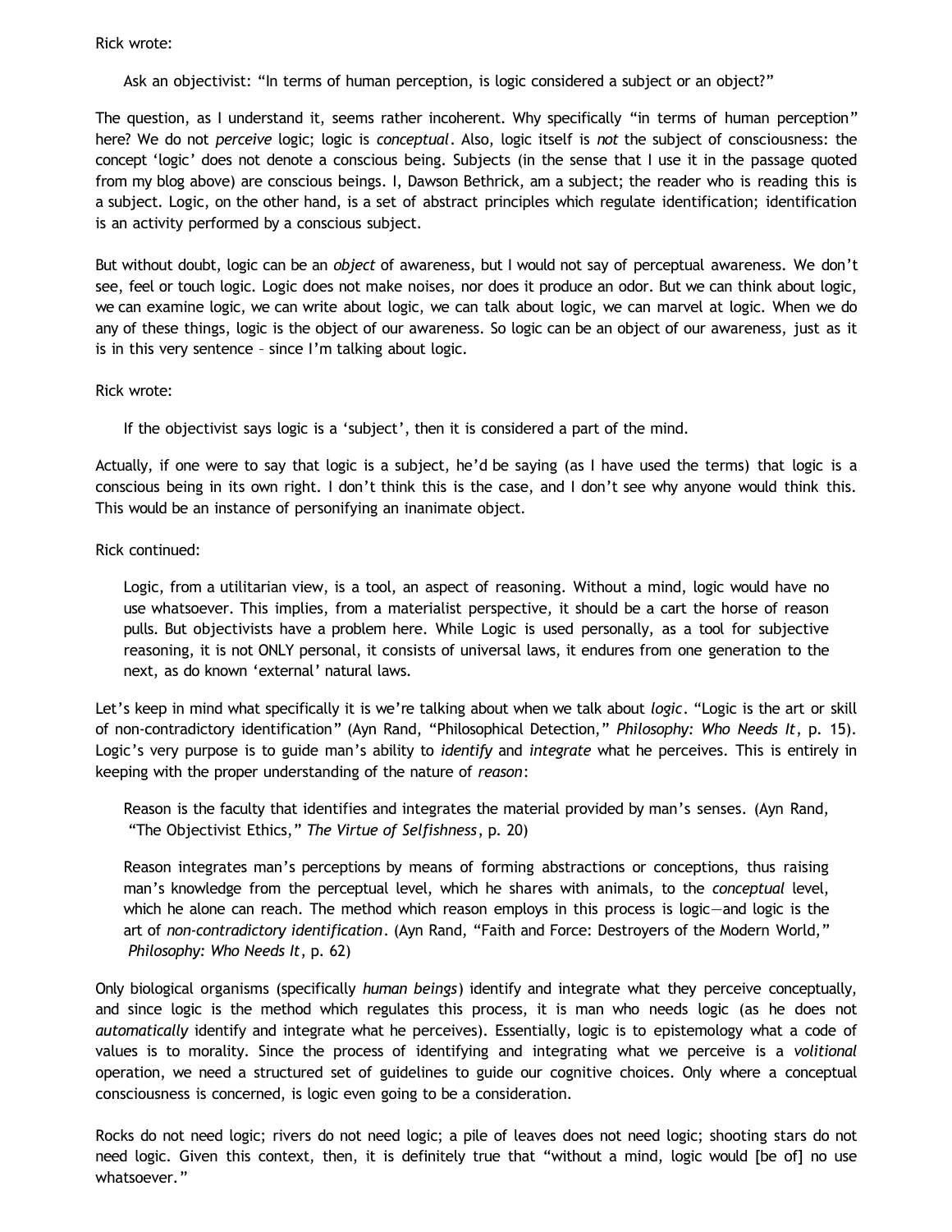Rick wrote:

> Ask an objectivist: "In terms of human perception, is logic considered a subject or an object?"

The question, as I understand it, seems rather incoherent. Why specifically "in terms of human perception" here? We do not *perceive* logic; logic is *conceptual*. Also, logic itself is *not* the subject of consciousness: the concept 'logic' does not denote a conscious being. Subjects (in the sense that I use it in the passage quoted from my blog above) are conscious beings. I, Dawson Bethrick, am a subject; the reader who is reading this is a subject. Logic, on the other hand, is a set of abstract principles which regulate identification; identification is an activity performed by a conscious subject.

But without doubt, logic can be an *object* of awareness, but I would not say of perceptual awareness. We don't see, feel or touch logic. Logic does not make noises, nor does it produce an odor. But we can think about logic, we can examine logic, we can write about logic, we can talk about logic, we can marvel at logic. When we do any of these things, logic is the object of our awareness. So logic can be an object of our awareness, just as it is in this very sentence – since I'm talking about logic.

Rick wrote:

> If the objectivist says logic is a 'subject', then it is considered a part of the mind.

Actually, if one were to say that logic is a subject, he'd be saying (as I have used the terms) that logic is a conscious being in its own right. I don't think this is the case, and I don't see why anyone would think this. This would be an instance of personifying an inanimate object.

Rick continued:

> Logic, from a utilitarian view, is a tool, an aspect of reasoning. Without a mind, logic would have no use whatsoever. This implies, from a materialist perspective, it should be a cart the horse of reason pulls. But objectivists have a problem here. While Logic is used personally, as a tool for subjective reasoning, it is not ONLY personal, it consists of universal laws, it endures from one generation to the next, as do known 'external' natural laws.

Let's keep in mind what specifically it is we're talking about when we talk about *logic*. "Logic is the art or skill of non-contradictory identification" (Ayn Rand, "Philosophical Detection," *Philosophy: Who Needs It*, p. 15). Logic's very purpose is to guide man's ability to *identify* and *integrate* what he perceives. This is entirely in keeping with the proper understanding of the nature of *reason*:

> Reason is the faculty that identifies and integrates the material provided by man's senses. (Ayn Rand, "The Objectivist Ethics," *The Virtue of Selfishness*, p. 20)

> Reason integrates man's perceptions by means of forming abstractions or conceptions, thus raising man's knowledge from the perceptual level, which he shares with animals, to the *conceptual* level, which he alone can reach. The method which reason employs in this process is logic—and logic is the art of *non-contradictory identification*. (Ayn Rand, "Faith and Force: Destroyers of the Modern World," *Philosophy: Who Needs It*, p. 62)

Only biological organisms (specifically *human beings*) identify and integrate what they perceive conceptually, and since logic is the method which regulates this process, it is man who needs logic (as he does not *automatically* identify and integrate what he perceives). Essentially, logic is to epistemology what a code of values is to morality. Since the process of identifying and integrating what we perceive is a *volitional* operation, we need a structured set of guidelines to guide our cognitive choices. Only where a conceptual consciousness is concerned, is logic even going to be a consideration.

Rocks do not need logic; rivers do not need logic; a pile of leaves does not need logic; shooting stars do not need logic. Given this context, then, it is definitely true that "without a mind, logic would [be of] no use whatsoever."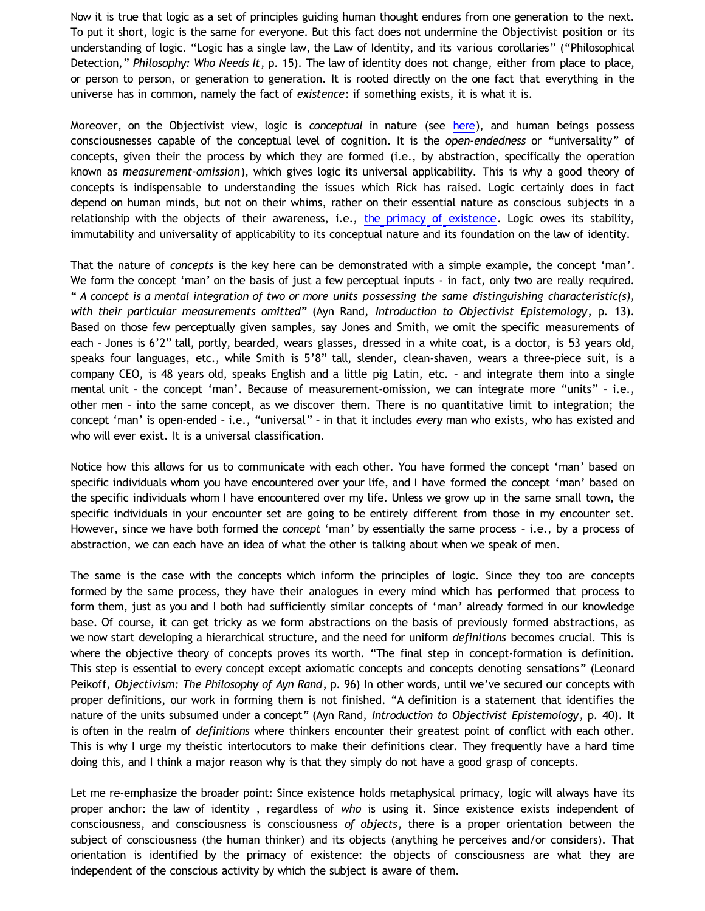Now it is true that logic as a set of principles guiding human thought endures from one generation to the next. To put it short, logic is the same for everyone. But this fact does not undermine the Objectivist position or its understanding of logic. "Logic has a single law, the Law of Identity, and its various corollaries" ("Philosophical Detection," *Philosophy: Who Needs It*, p. 15). The law of identity does not change, either from place to place, or person to person, or generation to generation. It is rooted directly on the one fact that everything in the universe has in common, namely the fact of *existence*: if something exists, it is what it is.

Moreover, on the Objectivist view, logic is *conceptual* in nature (see here), and human beings possess consciousnesses capable of the conceptual level of cognition. It is the *open-endedness* or "universality" of concepts, given their the process by which they are formed (i.e., by abstraction, specifically the operation known as *measurement-omission*), which gives logic its universal applicability. This is why a good theory of concepts is indispensable to understanding the issues which Rick has raised. Logic certainly does in fact depend on human minds, but not on their whims, rather on their essential nature as conscious subjects in a relationship with the objects of their awareness, i.e., the primacy of existence. Logic owes its stability, immutability and universality of applicability to its conceptual nature and its foundation on the law of identity.

That the nature of *concepts* is the key here can be demonstrated with a simple example, the concept 'man'. We form the concept 'man' on the basis of just a few perceptual inputs - in fact, only two are really required. "*A concept is a mental integration of two or more units possessing the same distinguishing characteristic(s), with their particular measurements omitted*" (Ayn Rand, *Introduction to Objectivist Epistemology*, p. 13). Based on those few perceptually given samples, say Jones and Smith, we omit the specific measurements of each – Jones is 6'2" tall, portly, bearded, wears glasses, dressed in a white coat, is a doctor, is 53 years old, speaks four languages, etc., while Smith is 5'8" tall, slender, clean-shaven, wears a three-piece suit, is a company CEO, is 48 years old, speaks English and a little pig Latin, etc. – and integrate them into a single mental unit – the concept 'man'. Because of measurement-omission, we can integrate more "units" – i.e., other men – into the same concept, as we discover them. There is no quantitative limit to integration; the concept 'man' is open-ended – i.e., "universal" – in that it includes *every* man who exists, who has existed and who will ever exist. It is a universal classification.

Notice how this allows for us to communicate with each other. You have formed the concept 'man' based on specific individuals whom you have encountered over your life, and I have formed the concept 'man' based on the specific individuals whom I have encountered over my life. Unless we grow up in the same small town, the specific individuals in your encounter set are going to be entirely different from those in my encounter set. However, since we have both formed the *concept* 'man' by essentially the same process – i.e., by a process of abstraction, we can each have an idea of what the other is talking about when we speak of men.

The same is the case with the concepts which inform the principles of logic. Since they too are concepts formed by the same process, they have their analogues in every mind which has performed that process to form them, just as you and I both had sufficiently similar concepts of 'man' already formed in our knowledge base. Of course, it can get tricky as we form abstractions on the basis of previously formed abstractions, as we now start developing a hierarchical structure, and the need for uniform *definitions* becomes crucial. This is where the objective theory of concepts proves its worth. "The final step in concept-formation is definition. This step is essential to every concept except axiomatic concepts and concepts denoting sensations" (Leonard Peikoff, *Objectivism: The Philosophy of Ayn Rand*, p. 96) In other words, until we've secured our concepts with proper definitions, our work in forming them is not finished. "A definition is a statement that identifies the nature of the units subsumed under a concept" (Ayn Rand, *Introduction to Objectivist Epistemology*, p. 40). It is often in the realm of *definitions* where thinkers encounter their greatest point of conflict with each other. This is why I urge my theistic interlocutors to make their definitions clear. They frequently have a hard time doing this, and I think a major reason why is that they simply do not have a good grasp of concepts.

Let me re-emphasize the broader point: Since existence holds metaphysical primacy, logic will always have its proper anchor: the law of identity , regardless of *who* is using it. Since existence exists independent of consciousness, and consciousness is consciousness *of objects*, there is a proper orientation between the subject of consciousness (the human thinker) and its objects (anything he perceives and/or considers). That orientation is identified by the primacy of existence: the objects of consciousness are what they are independent of the conscious activity by which the subject is aware of them.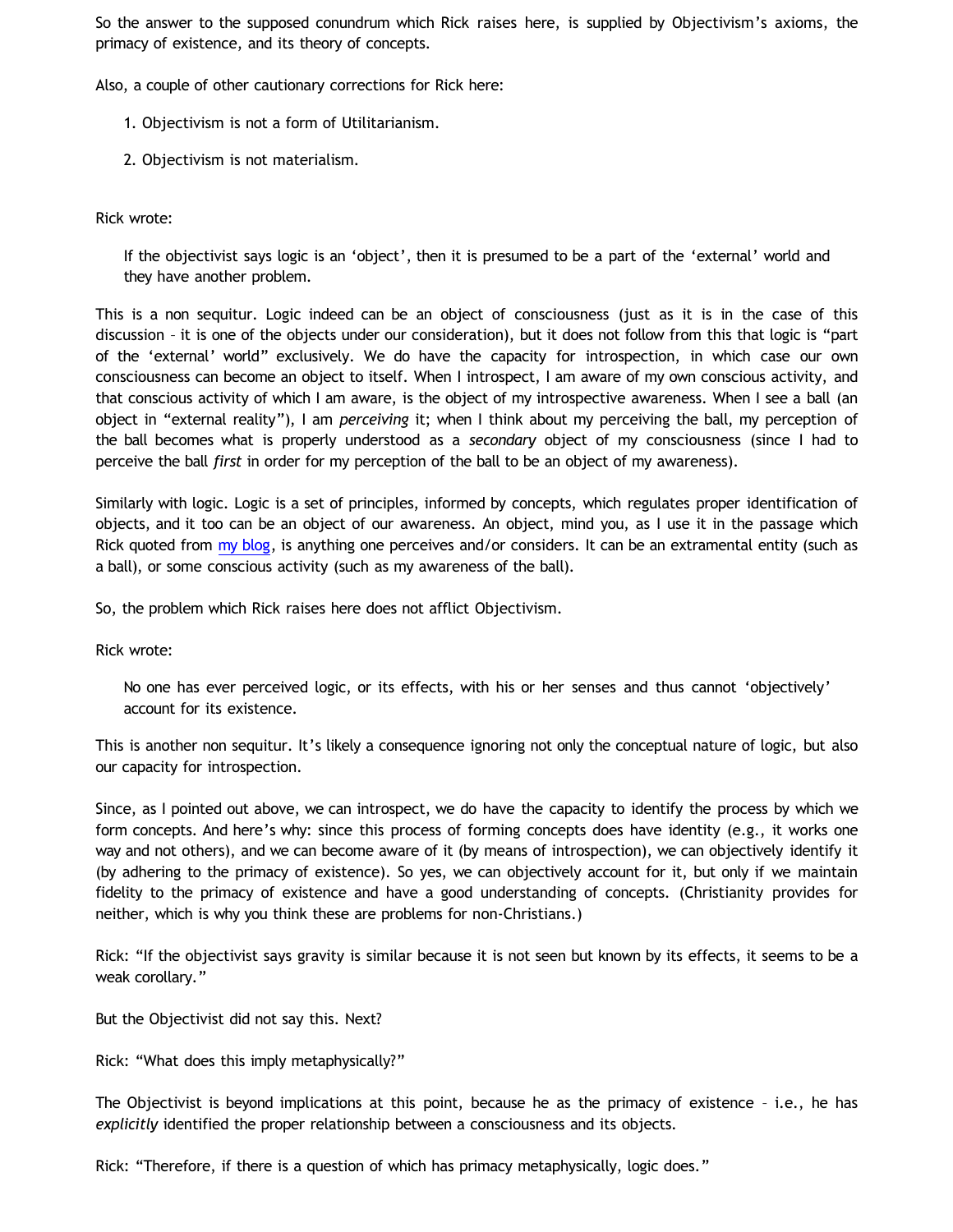So the answer to the supposed conundrum which Rick raises here, is supplied by Objectivism's axioms, the primacy of existence, and its theory of concepts.

Also, a couple of other cautionary corrections for Rick here:

1. Objectivism is not a form of Utilitarianism.

2. Objectivism is not materialism.

Rick wrote:

> If the objectivist says logic is an 'object', then it is presumed to be a part of the 'external' world and they have another problem.

This is a non sequitur. Logic indeed can be an object of consciousness (just as it is in the case of this discussion – it is one of the objects under our consideration), but it does not follow from this that logic is "part of the 'external' world" exclusively. We do have the capacity for introspection, in which case our own consciousness can become an object to itself. When I introspect, I am aware of my own conscious activity, and that conscious activity of which I am aware, is the object of my introspective awareness. When I see a ball (an object in "external reality"), I am *perceiving* it; when I think about my perceiving the ball, my perception of the ball becomes what is properly understood as a *secondary* object of my consciousness (since I had to perceive the ball *first* in order for my perception of the ball to be an object of my awareness).

Similarly with logic. Logic is a set of principles, informed by concepts, which regulates proper identification of objects, and it too can be an object of our awareness. An object, mind you, as I use it in the passage which Rick quoted from my blog, is anything one perceives and/or considers. It can be an extramental entity (such as a ball), or some conscious activity (such as my awareness of the ball).

So, the problem which Rick raises here does not afflict Objectivism.

Rick wrote:

> No one has ever perceived logic, or its effects, with his or her senses and thus cannot 'objectively' account for its existence.

This is another non sequitur. It's likely a consequence ignoring not only the conceptual nature of logic, but also our capacity for introspection.

Since, as I pointed out above, we can introspect, we do have the capacity to identify the process by which we form concepts. And here's why: since this process of forming concepts does have identity (e.g., it works one way and not others), and we can become aware of it (by means of introspection), we can objectively identify it (by adhering to the primacy of existence). So yes, we can objectively account for it, but only if we maintain fidelity to the primacy of existence and have a good understanding of concepts. (Christianity provides for neither, which is why you think these are problems for non-Christians.)

Rick: "If the objectivist says gravity is similar because it is not seen but known by its effects, it seems to be a weak corollary."

But the Objectivist did not say this. Next?

Rick: "What does this imply metaphysically?"

The Objectivist is beyond implications at this point, because he as the primacy of existence – i.e., he has *explicitly* identified the proper relationship between a consciousness and its objects.

Rick: "Therefore, if there is a question of which has primacy metaphysically, logic does."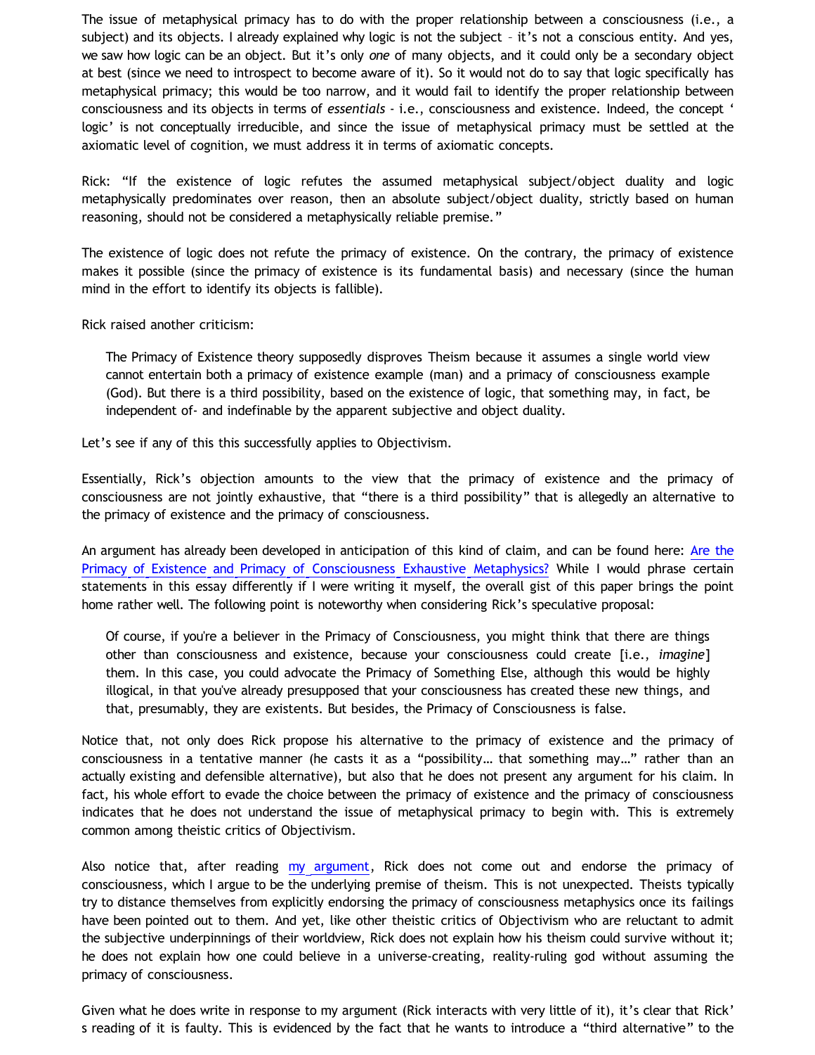The issue of metaphysical primacy has to do with the proper relationship between a consciousness (i.e., a subject) and its objects. I already explained why logic is not the subject – it's not a conscious entity. And yes, we saw how logic can be an object. But it's only *one* of many objects, and it could only be a secondary object at best (since we need to introspect to become aware of it). So it would not do to say that logic specifically has metaphysical primacy; this would be too narrow, and it would fail to identify the proper relationship between consciousness and its objects in terms of *essentials* - i.e., consciousness and existence. Indeed, the concept ' logic' is not conceptually irreducible, and since the issue of metaphysical primacy must be settled at the axiomatic level of cognition, we must address it in terms of axiomatic concepts.

Rick: "If the existence of logic refutes the assumed metaphysical subject/object duality and logic metaphysically predominates over reason, then an absolute subject/object duality, strictly based on human reasoning, should not be considered a metaphysically reliable premise."

The existence of logic does not refute the primacy of existence. On the contrary, the primacy of existence makes it possible (since the primacy of existence is its fundamental basis) and necessary (since the human mind in the effort to identify its objects is fallible).

Rick raised another criticism:

> The Primacy of Existence theory supposedly disproves Theism because it assumes a single world view cannot entertain both a primacy of existence example (man) and a primacy of consciousness example (God). But there is a third possibility, based on the existence of logic, that something may, in fact, be independent of- and indefinable by the apparent subjective and object duality.

Let's see if any of this this successfully applies to Objectivism.

Essentially, Rick's objection amounts to the view that the primacy of existence and the primacy of consciousness are not jointly exhaustive, that "there is a third possibility" that is allegedly an alternative to the primacy of existence and the primacy of consciousness.

An argument has already been developed in anticipation of this kind of claim, and can be found here: [Are the Primacy of Existence and Primacy of Consciousness Exhaustive Metaphysics?]() While I would phrase certain statements in this essay differently if I were writing it myself, the overall gist of this paper brings the point home rather well. The following point is noteworthy when considering Rick's speculative proposal:

> Of course, if you're a believer in the Primacy of Consciousness, you might think that there are things other than consciousness and existence, because your consciousness could create [i.e., *imagine*] them. In this case, you could advocate the Primacy of Something Else, although this would be highly illogical, in that you've already presupposed that your consciousness has created these new things, and that, presumably, they are existents. But besides, the Primacy of Consciousness is false.

Notice that, not only does Rick propose his alternative to the primacy of existence and the primacy of consciousness in a tentative manner (he casts it as a "possibility… that something may…" rather than an actually existing and defensible alternative), but also that he does not present any argument for his claim. In fact, his whole effort to evade the choice between the primacy of existence and the primacy of consciousness indicates that he does not understand the issue of metaphysical primacy to begin with. This is extremely common among theistic critics of Objectivism.

Also notice that, after reading [my argument](), Rick does not come out and endorse the primacy of consciousness, which I argue to be the underlying premise of theism. This is not unexpected. Theists typically try to distance themselves from explicitly endorsing the primacy of consciousness metaphysics once its failings have been pointed out to them. And yet, like other theistic critics of Objectivism who are reluctant to admit the subjective underpinnings of their worldview, Rick does not explain how his theism could survive without it; he does not explain how one could believe in a universe-creating, reality-ruling god without assuming the primacy of consciousness.

Given what he does write in response to my argument (Rick interacts with very little of it), it's clear that Rick' s reading of it is faulty. This is evidenced by the fact that he wants to introduce a "third alternative" to the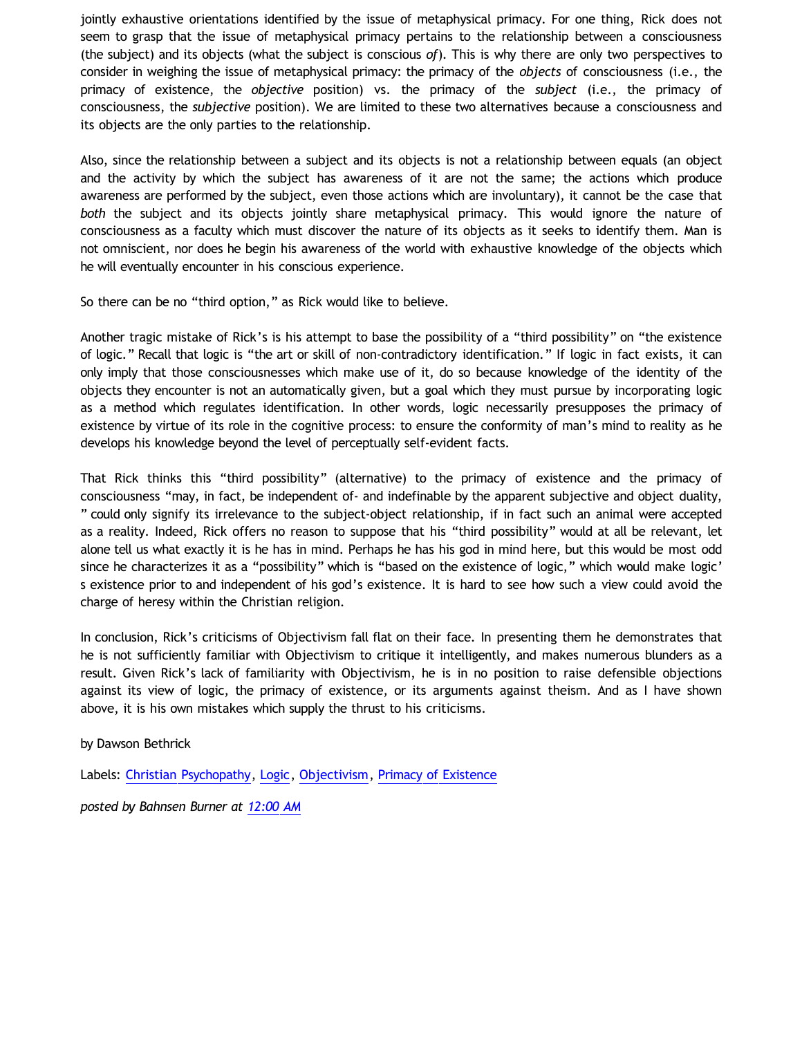jointly exhaustive orientations identified by the issue of metaphysical primacy. For one thing, Rick does not seem to grasp that the issue of metaphysical primacy pertains to the relationship between a consciousness (the subject) and its objects (what the subject is conscious *of*). This is why there are only two perspectives to consider in weighing the issue of metaphysical primacy: the primacy of the *objects* of consciousness (i.e., the primacy of existence, the *objective* position) vs. the primacy of the *subject* (i.e., the primacy of consciousness, the *subjective* position). We are limited to these two alternatives because a consciousness and its objects are the only parties to the relationship.

Also, since the relationship between a subject and its objects is not a relationship between equals (an object and the activity by which the subject has awareness of it are not the same; the actions which produce awareness are performed by the subject, even those actions which are involuntary), it cannot be the case that *both* the subject and its objects jointly share metaphysical primacy. This would ignore the nature of consciousness as a faculty which must discover the nature of its objects as it seeks to identify them. Man is not omniscient, nor does he begin his awareness of the world with exhaustive knowledge of the objects which he will eventually encounter in his conscious experience.

So there can be no "third option," as Rick would like to believe.

Another tragic mistake of Rick's is his attempt to base the possibility of a "third possibility" on "the existence of logic." Recall that logic is "the art or skill of non-contradictory identification." If logic in fact exists, it can only imply that those consciousnesses which make use of it, do so because knowledge of the identity of the objects they encounter is not an automatically given, but a goal which they must pursue by incorporating logic as a method which regulates identification. In other words, logic necessarily presupposes the primacy of existence by virtue of its role in the cognitive process: to ensure the conformity of man's mind to reality as he develops his knowledge beyond the level of perceptually self-evident facts.

That Rick thinks this "third possibility" (alternative) to the primacy of existence and the primacy of consciousness "may, in fact, be independent of- and indefinable by the apparent subjective and object duality, " could only signify its irrelevance to the subject-object relationship, if in fact such an animal were accepted as a reality. Indeed, Rick offers no reason to suppose that his "third possibility" would at all be relevant, let alone tell us what exactly it is he has in mind. Perhaps he has his god in mind here, but this would be most odd since he characterizes it as a "possibility" which is "based on the existence of logic," which would make logic' s existence prior to and independent of his god's existence. It is hard to see how such a view could avoid the charge of heresy within the Christian religion.

In conclusion, Rick's criticisms of Objectivism fall flat on their face. In presenting them he demonstrates that he is not sufficiently familiar with Objectivism to critique it intelligently, and makes numerous blunders as a result. Given Rick's lack of familiarity with Objectivism, he is in no position to raise defensible objections against its view of logic, the primacy of existence, or its arguments against theism. And as I have shown above, it is his own mistakes which supply the thrust to his criticisms.

by Dawson Bethrick

Labels: Christian Psychopathy, Logic, Objectivism, Primacy of Existence

*posted by Bahnsen Burner at 12:00 AM*